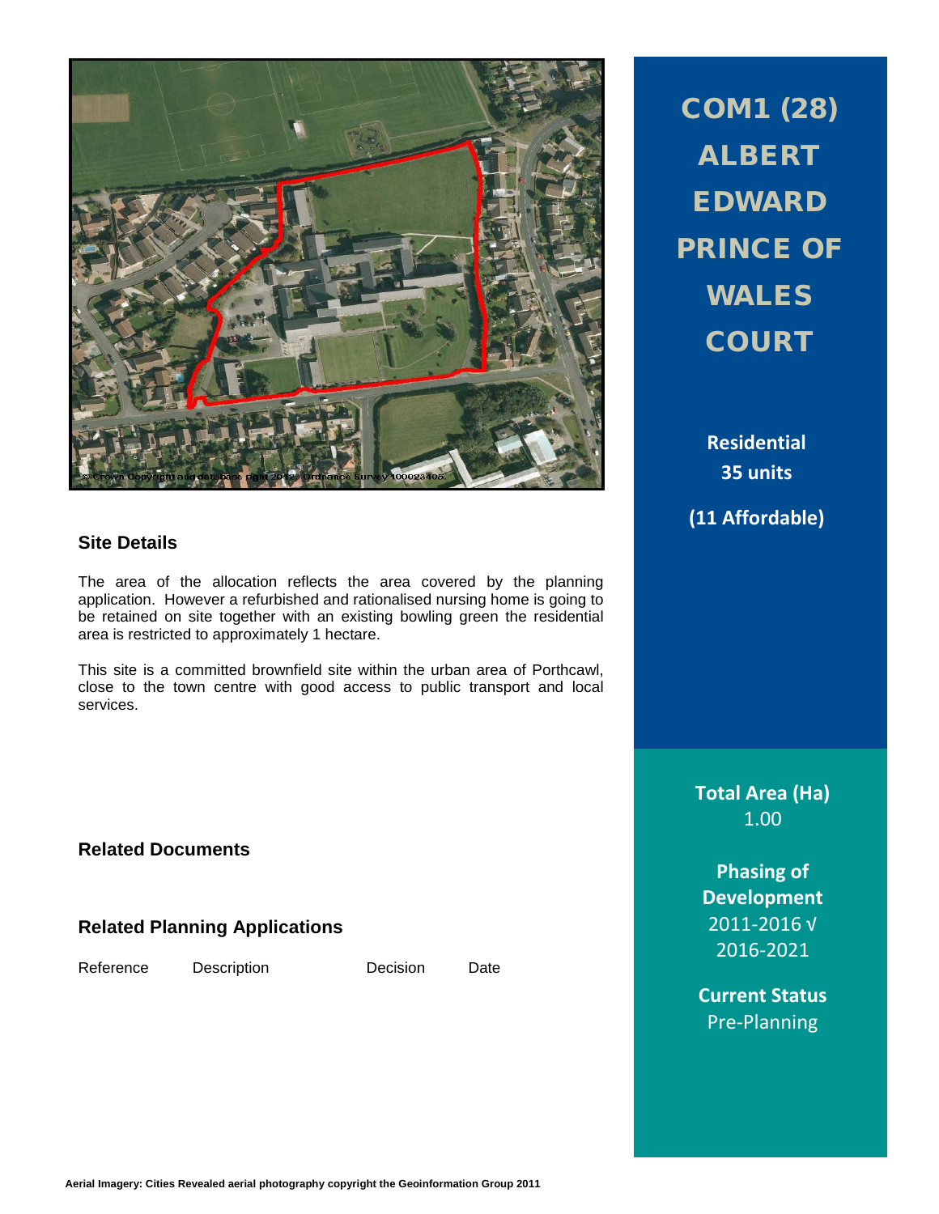# COM1 (28) ALBERT EDWARD PRINCE OF WALES COURT

**Residential**
**35 units**

**(11 Affordable)**

## Site Details

The area of the allocation reflects the area covered by the planning application. However a refurbished and rationalised nursing home is going to be retained on site together with an existing bowling green the residential area is restricted to approximately 1 hectare.

This site is a committed brownfield site within the urban area of Porthcawl, close to the town centre with good access to public transport and local services.

**Total Area (Ha)**
1.00

**Phasing of Development**
2011-2016 √
2016-2021

**Current Status**
Pre-Planning

## Related Documents

## Related Planning Applications

| Reference | Description | Decision | Date |
|---|---|---|---|

Aerial Imagery: Cities Revealed aerial photography copyright the Geoinformation Group 2011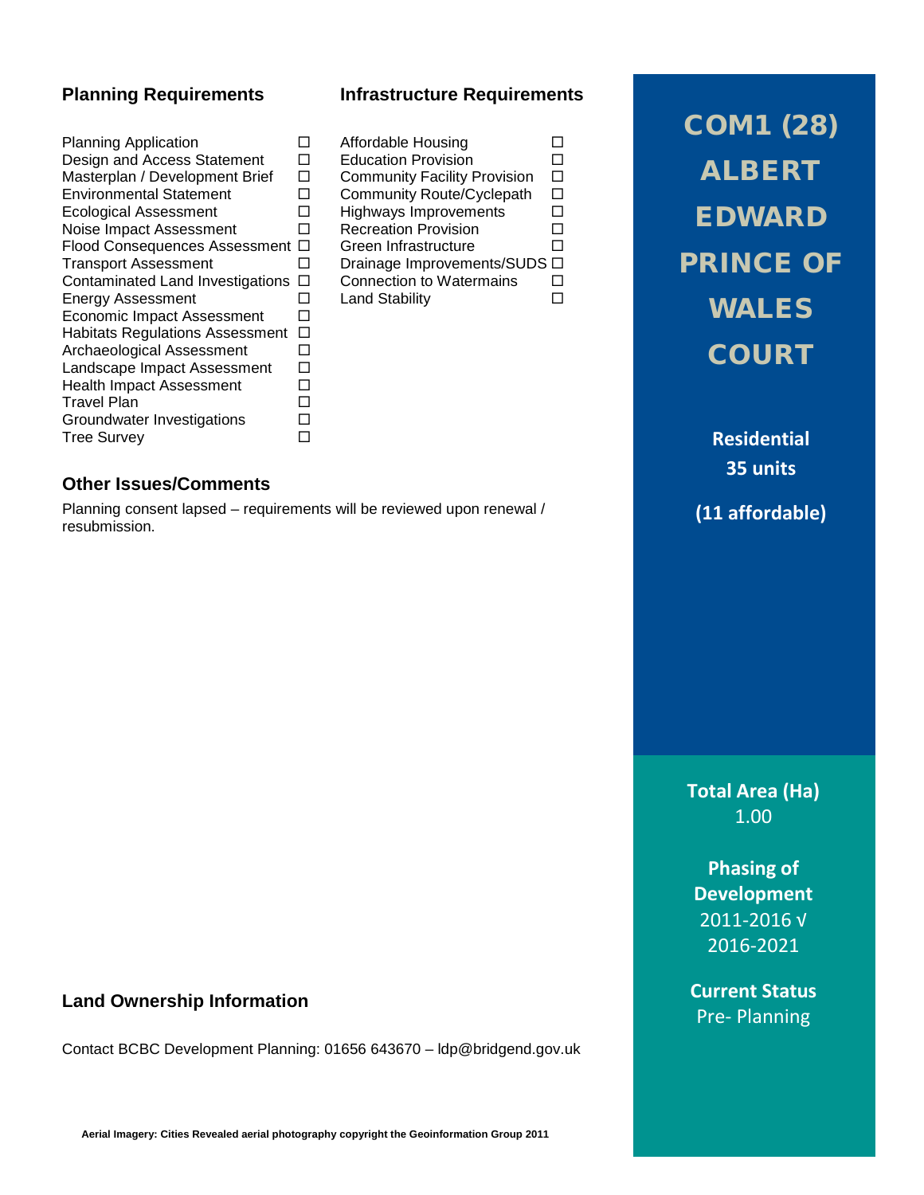## Planning Requirements

| | |
|---|---|
| Planning Application | ☐ |
| Design and Access Statement | ☐ |
| Masterplan / Development Brief | ☐ |
| Environmental Statement | ☐ |
| Ecological Assessment | ☐ |
| Noise Impact Assessment | ☐ |
| Flood Consequences Assessment | ☐ |
| Transport Assessment | ☐ |
| Contaminated Land Investigations | ☐ |
| Energy Assessment | ☐ |
| Economic Impact Assessment | ☐ |
| Habitats Regulations Assessment | ☐ |
| Archaeological Assessment | ☐ |
| Landscape Impact Assessment | ☐ |
| Health Impact Assessment | ☐ |
| Travel Plan | ☐ |
| Groundwater Investigations | ☐ |
| Tree Survey | ☐ |

## Infrastructure Requirements

| | |
|---|---|
| Affordable Housing | ☐ |
| Education Provision | ☐ |
| Community Facility Provision | ☐ |
| Community Route/Cyclepath | ☐ |
| Highways Improvements | ☐ |
| Recreation Provision | ☐ |
| Green Infrastructure | ☐ |
| Drainage Improvements/SUDS | ☐ |
| Connection to Watermains | ☐ |
| Land Stability | ☐ |

## Other Issues/Comments

Planning consent lapsed – requirements will be reviewed upon renewal / resubmission.

## Land Ownership Information

Contact BCBC Development Planning: 01656 643670 – ldp@bridgend.gov.uk

**Aerial Imagery: Cities Revealed aerial photography copyright the Geoinformation Group 2011**

# COM1 (28) ALBERT EDWARD PRINCE OF WALES COURT

**Residential**
**35 units**

**(11 affordable)**

**Total Area (Ha)**
1.00

**Phasing of Development**
2011-2016 √
2016-2021

**Current Status**
Pre- Planning